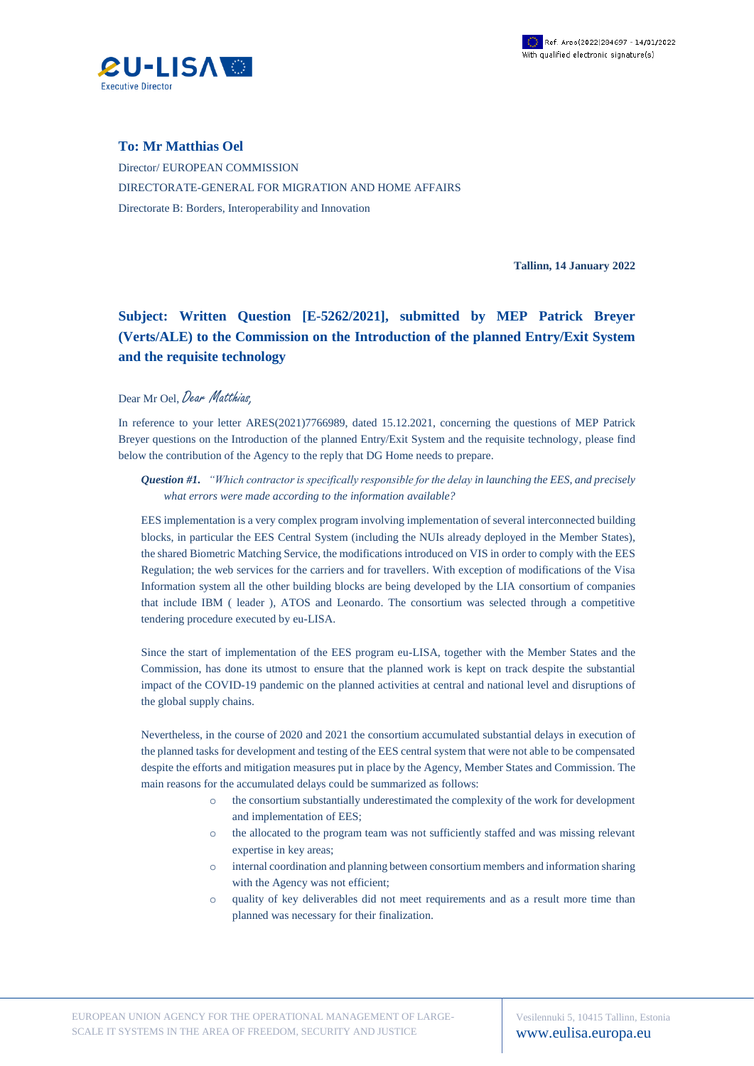**eu-LISA**
Executive Director

Ref. Ares(2022)284697 - 14/01/2022
With qualified electronic signature(s)

**To: Mr Matthias Oel**

Director/ EUROPEAN COMMISSION

DIRECTORATE-GENERAL FOR MIGRATION AND HOME AFFAIRS

Directorate B: Borders, Interoperability and Innovation

**Tallinn, 14 January 2022**

## Subject: Written Question [E-5262/2021], submitted by MEP Patrick Breyer (Verts/ALE) to the Commission on the Introduction of the planned Entry/Exit System and the requisite technology

Dear Mr Oel, *Dear Matthias,*

In reference to your letter ARES(2021)7766989, dated 15.12.2021, concerning the questions of MEP Patrick Breyer questions on the Introduction of the planned Entry/Exit System and the requisite technology, please find below the contribution of the Agency to the reply that DG Home needs to prepare.

***Question #1.*** *"Which contractor is specifically responsible for the delay in launching the EES, and precisely what errors were made according to the information available?*

EES implementation is a very complex program involving implementation of several interconnected building blocks, in particular the EES Central System (including the NUIs already deployed in the Member States), the shared Biometric Matching Service, the modifications introduced on VIS in order to comply with the EES Regulation; the web services for the carriers and for travellers. With exception of modifications of the Visa Information system all the other building blocks are being developed by the LIA consortium of companies that include IBM ( leader ), ATOS and Leonardo. The consortium was selected through a competitive tendering procedure executed by eu-LISA.

Since the start of implementation of the EES program eu-LISA, together with the Member States and the Commission, has done its utmost to ensure that the planned work is kept on track despite the substantial impact of the COVID-19 pandemic on the planned activities at central and national level and disruptions of the global supply chains.

Nevertheless, in the course of 2020 and 2021 the consortium accumulated substantial delays in execution of the planned tasks for development and testing of the EES central system that were not able to be compensated despite the efforts and mitigation measures put in place by the Agency, Member States and Commission. The main reasons for the accumulated delays could be summarized as follows:

- the consortium substantially underestimated the complexity of the work for development and implementation of EES;
- the allocated to the program team was not sufficiently staffed and was missing relevant expertise in key areas;
- internal coordination and planning between consortium members and information sharing with the Agency was not efficient;
- quality of key deliverables did not meet requirements and as a result more time than planned was necessary for their finalization.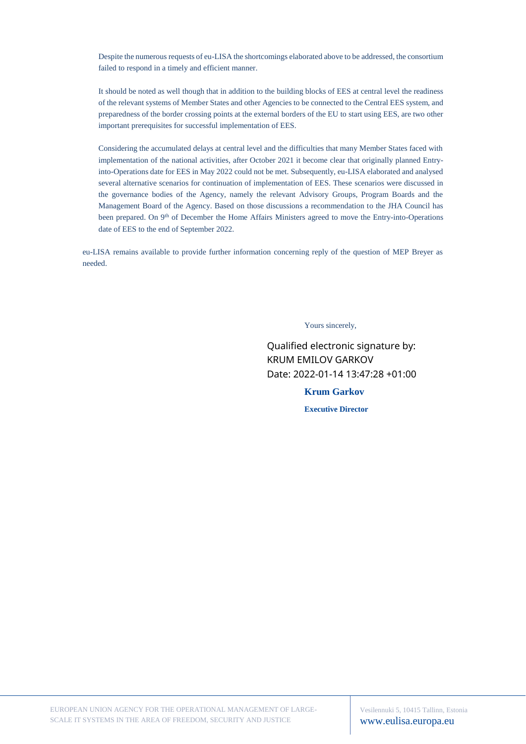Despite the numerous requests of eu-LISA the shortcomings elaborated above to be addressed, the consortium failed to respond in a timely and efficient manner.

It should be noted as well though that in addition to the building blocks of EES at central level the readiness of the relevant systems of Member States and other Agencies to be connected to the Central EES system, and preparedness of the border crossing points at the external borders of the EU to start using EES, are two other important prerequisites for successful implementation of EES.

Considering the accumulated delays at central level and the difficulties that many Member States faced with implementation of the national activities, after October 2021 it become clear that originally planned Entry-into-Operations date for EES in May 2022 could not be met. Subsequently, eu-LISA elaborated and analysed several alternative scenarios for continuation of implementation of EES. These scenarios were discussed in the governance bodies of the Agency, namely the relevant Advisory Groups, Program Boards and the Management Board of the Agency. Based on those discussions a recommendation to the JHA Council has been prepared. On 9th of December the Home Affairs Ministers agreed to move the Entry-into-Operations date of EES to the end of September 2022.

eu-LISA remains available to provide further information concerning reply of the question of MEP Breyer as needed.

Yours sincerely,

Qualified electronic signature by:
KRUM EMILOV GARKOV
Date: 2022-01-14 13:47:28 +01:00

**Krum Garkov**

**Executive Director**

EUROPEAN UNION AGENCY FOR THE OPERATIONAL MANAGEMENT OF LARGE-SCALE IT SYSTEMS IN THE AREA OF FREEDOM, SECURITY AND JUSTICE

Vesilennuki 5, 10415 Tallinn, Estonia
www.eulisa.europa.eu